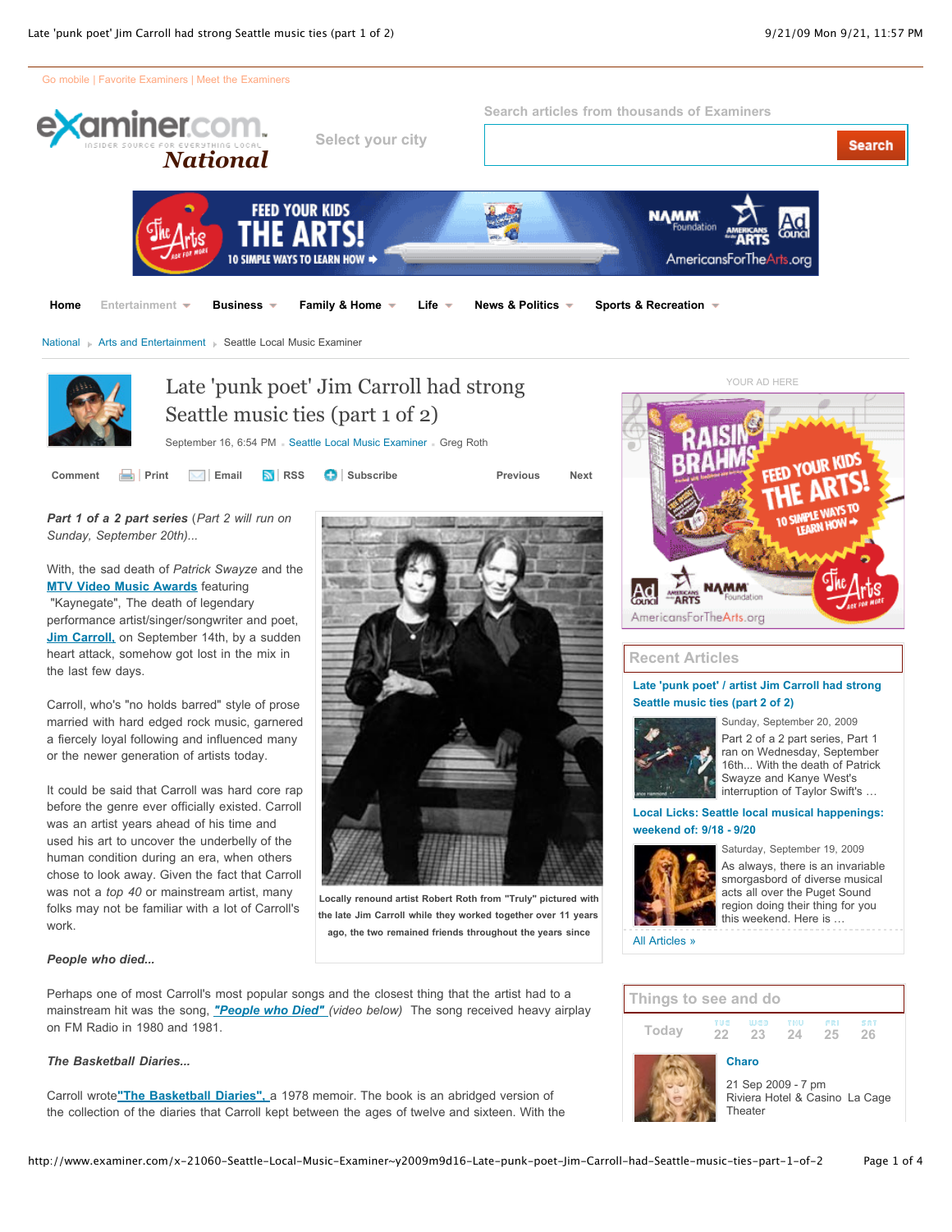Go mobile | Favorite Examiners | Meet the Examiners

examiner.com National

Select your city

Search articles from thousands of Examiners

Home | Entertainment | Business | Family & Home | Life | News & Politics | Sports & Recreation

National › Arts and Entertainment › Seattle Local Music Examiner

# Late 'punk poet' Jim Carroll had strong Seattle music ties (part 1 of 2)

September 16, 6:54 PM . Seattle Local Music Examiner . Greg Roth

Comment | Print | Email | RSS | Subscribe    Previous    Next

***Part 1 of a 2 part series** (Part 2 will run on Sunday, September 20th)...*

With, the sad death of *Patrick Swayze* and the **MTV Video Music Awards** featuring "Kaynegate", The death of legendary performance artist/singer/songwriter and poet, **Jim Carroll,** on September 14th, by a sudden heart attack, somehow got lost in the mix in the last few days.

Carroll, who's "no holds barred" style of prose married with hard edged rock music, garnered a fiercely loyal following and influenced many or the newer generation of artists today.

It could be said that Carroll was hard core rap before the genre ever officially existed. Carroll was an artist years ahead of his time and used his art to uncover the underbelly of the human condition during an era, when others chose to look away. Given the fact that Carroll was not a *top 40* or mainstream artist, many folks may not be familiar with a lot of Carroll's work.

Locally renound artist Robert Roth from "Truly" pictured with the late Jim Carroll while they worked together over 11 years ago, the two remained friends throughout the years since

***People who died...***

Perhaps one of most Carroll's most popular songs and the closest thing that the artist had to a mainstream hit was the song, ***"People who Died"*** *(video below)* The song received heavy airplay on FM Radio in 1980 and 1981.

***The Basketball Diaries...***

Carroll wrote **"The Basketball Diaries",** a 1978 memoir. The book is an abridged version of the collection of the diaries that Carroll kept between the ages of twelve and sixteen. With the

YOUR AD HERE

## Recent Articles

**Late 'punk poet' / artist Jim Carroll had strong Seattle music ties (part 2 of 2)**

Sunday, September 20, 2009
Part 2 of a 2 part series, Part 1 ran on Wednesday, September 16th... With the death of Patrick Swayze and Kanye West's interruption of Taylor Swift's …

**Local Licks: Seattle local musical happenings: weekend of: 9/18 - 9/20**

Saturday, September 19, 2009
As always, there is an invariable smorgasbord of diverse musical acts all over the Puget Sound region doing their thing for you this weekend. Here is …

All Articles »

## Things to see and do

Today | TUE 22 | WED 23 | THU 24 | FRI 25 | SAT 26

**Charo**
21 Sep 2009 - 7 pm
Riviera Hotel & Casino La Cage Theater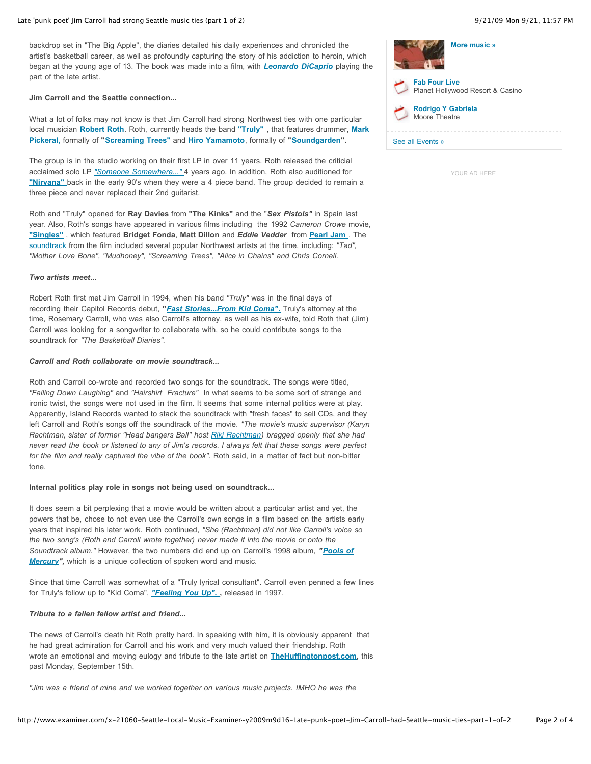backdrop set in "The Big Apple", the diaries detailed his daily experiences and chronicled the artist's basketball career, as well as profoundly capturing the story of his addiction to heroin, which began at the young age of 13. The book was made into a film, with ***Leonardo DiCaprio*** playing the part of the late artist.

**Jim Carroll and the Seattle connection...**

What a lot of folks may not know is that Jim Carroll had strong Northwest ties with one particular local musician **Robert Roth**. Roth, currently heads the band **"Truly"** , that features drummer, **Mark Pickeral,** formally of **"Screaming Trees"** and **Hiro Yamamoto**, formally of **"Soundgarden".**

The group is in the studio working on their first LP in over 11 years. Roth released the criticial acclaimed solo LP *"Someone Somewhere..."* 4 years ago. In addition, Roth also auditioned for **"Nirvana"** back in the early 90's when they were a 4 piece band. The group decided to remain a three piece and never replaced their 2nd guitarist.

Roth and "Truly" opened for **Ray Davies** from **"The Kinks"** and the "***Sex Pistols"*** in Spain last year. Also, Roth's songs have appeared in various films including the 1992 *Cameron Crowe* movie, **"Singles"** , which featured **Bridget Fonda**, **Matt Dillon** and ***Eddie Vedder*** from **Pearl Jam** . The soundtrack from the film included several popular Northwest artists at the time, including: *"Tad", "Mother Love Bone", "Mudhoney", "Screaming Trees", "Alice in Chains" and Chris Cornell.*

***Two artists meet...***

Robert Roth first met Jim Carroll in 1994, when his band *"Truly"* was in the final days of recording their Capitol Records debut, **"*Fast Stories...From Kid Coma".*** Truly's attorney at the time, Rosemary Carroll, who was also Carroll's attorney, as well as his ex-wife, told Roth that (Jim) Carroll was looking for a songwriter to collaborate with, so he could contribute songs to the soundtrack for *"The Basketball Diaries".*

***Carroll and Roth collaborate on movie soundtrack...***

Roth and Carroll co-wrote and recorded two songs for the soundtrack. The songs were titled, *"Falling Down Laughing"* and *"Hairshirt Fracture"* In what seems to be some sort of strange and ironic twist, the songs were not used in the film. It seems that some internal politics were at play. Apparently, Island Records wanted to stack the soundtrack with "fresh faces" to sell CDs, and they left Carroll and Roth's songs off the soundtrack of the movie. *"The movie's music supervisor (Karyn Rachtman, sister of former "Head bangers Ball" host Riki Rachtman) bragged openly that she had never read the book or listened to any of Jim's records. I always felt that these songs were perfect for the film and really captured the vibe of the book".* Roth said, in a matter of fact but non-bitter tone.

**Internal politics play role in songs not being used on soundtrack...**

It does seem a bit perplexing that a movie would be written about a particular artist and yet, the powers that be, chose to not even use the Carroll's own songs in a film based on the artists early years that inspired his later work. Roth continued, *"She (Rachtman) did not like Carroll's voice so the two song's (Roth and Carroll wrote together) never made it into the movie or onto the Soundtrack album."* However, the two numbers did end up on Carroll's 1998 album, ***"Pools of Mercury",*** which is a unique collection of spoken word and music.

Since that time Carroll was somewhat of a "Truly lyrical consultant". Carroll even penned a few lines for Truly's follow up to "Kid Coma", ***"Feeling You Up".*** **,** released in 1997.

***Tribute to a fallen fellow artist and friend...***

The news of Carroll's death hit Roth pretty hard. In speaking with him, it is obviously apparent that he had great admiration for Carroll and his work and very much valued their friendship. Roth wrote an emotional and moving eulogy and tribute to the late artist on **TheHuffingtonpost.com,** this past Monday, September 15th.

*"Jim was a friend of mine and we worked together on various music projects. IMHO he was the*

More music »

**Fab Four Live**
Planet Hollywood Resort & Casino

**Rodrigo Y Gabriela**
Moore Theatre

See all Events »

YOUR AD HERE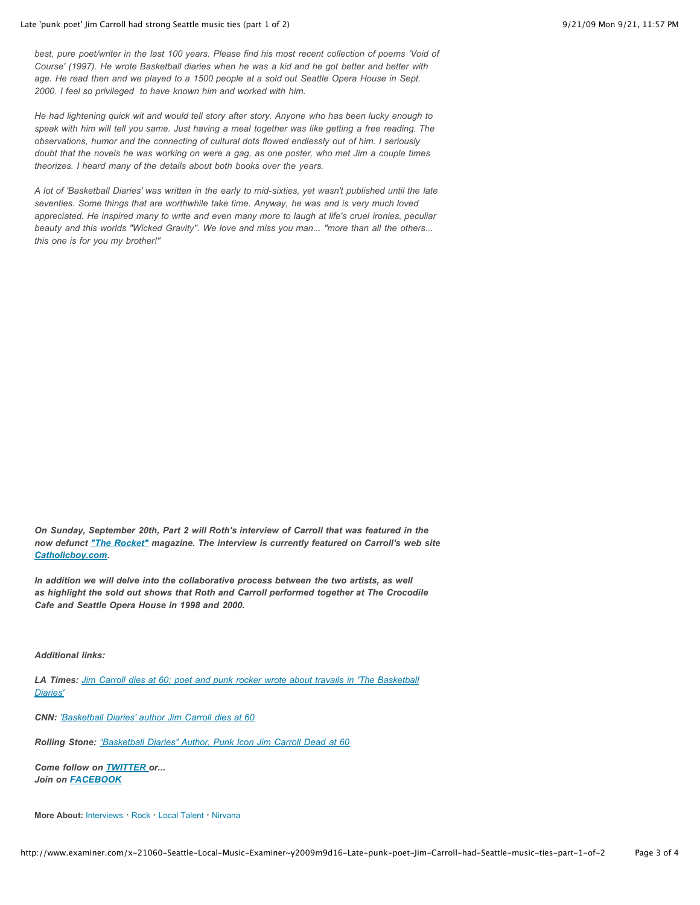*best, pure poet/writer in the last 100 years. Please find his most recent collection of poems 'Void of Course' (1997). He wrote Basketball diaries when he was a kid and he got better and better with age. He read then and we played to a 1500 people at a sold out Seattle Opera House in Sept. 2000. I feel so privileged to have known him and worked with him.*

*He had lightening quick wit and would tell story after story. Anyone who has been lucky enough to speak with him will tell you same. Just having a meal together was like getting a free reading. The observations, humor and the connecting of cultural dots flowed endlessly out of him. I seriously doubt that the novels he was working on were a gag, as one poster, who met Jim a couple times theorizes. I heard many of the details about both books over the years.*

*A lot of 'Basketball Diaries' was written in the early to mid-sixties, yet wasn't published until the late seventies. Some things that are worthwhile take time. Anyway, he was and is very much loved appreciated. He inspired many to write and even many more to laugh at life's cruel ironies, peculiar beauty and this worlds "Wicked Gravity". We love and miss you man... "more than all the others... this one is for you my brother!"*

***On Sunday, September 20th, Part 2 will Roth's interview of Carroll that was featured in the now defunct "The Rocket" magazine. The interview is currently featured on Carroll's web site Catholicboy.com.***

***In addition we will delve into the collaborative process between the two artists, as well as highlight the sold out shows that Roth and Carroll performed together at The Crocodile Cafe and Seattle Opera House in 1998 and 2000.***

***Additional links:***

***LA Times:*** *Jim Carroll dies at 60; poet and punk rocker wrote about travails in 'The Basketball Diaries'*

***CNN:*** *'Basketball Diaries' author Jim Carroll dies at 60*

***Rolling Stone:*** *"Basketball Diaries" Author, Punk Icon Jim Carroll Dead at 60*

***Come follow on TWITTER or...***
***Join on FACEBOOK***

**More About:** Interviews · Rock · Local Talent · Nirvana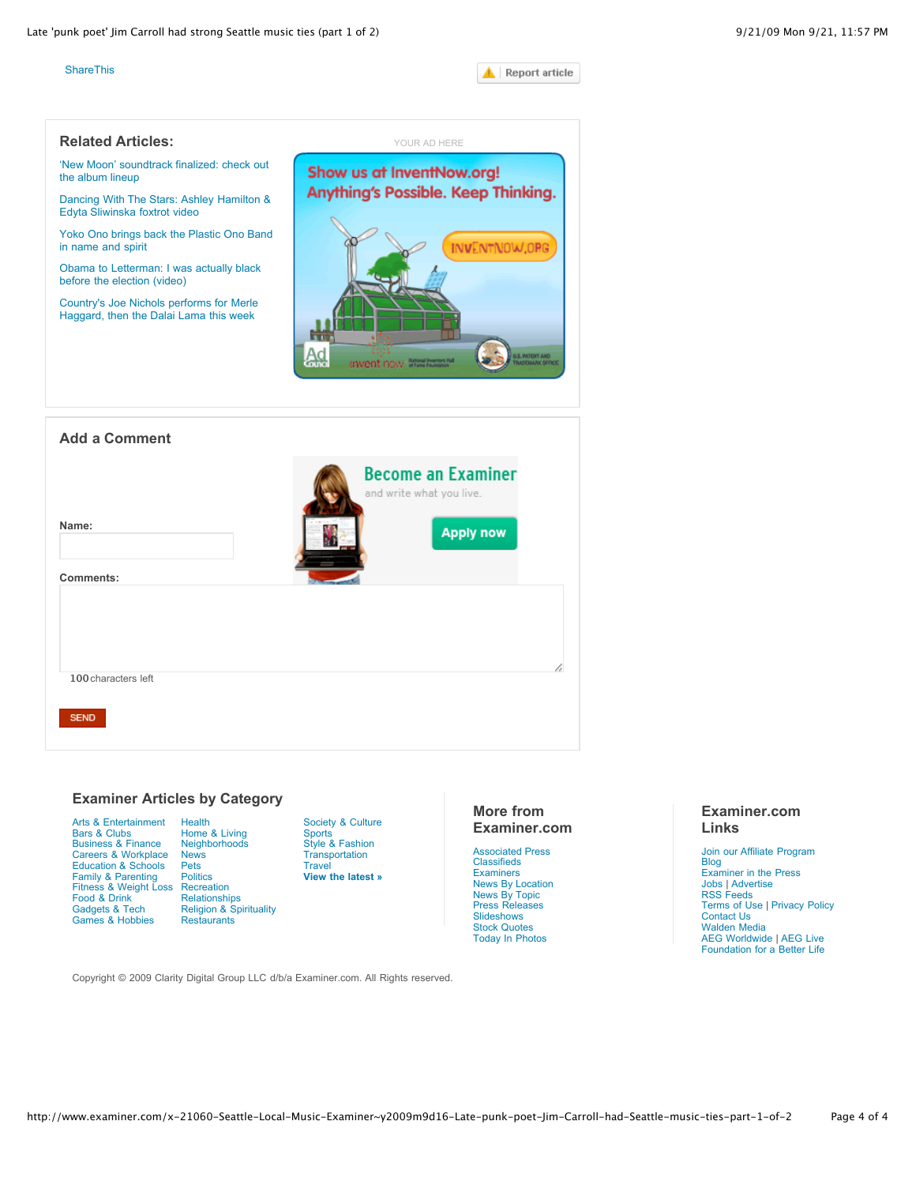ShareThis

Report article

## Related Articles:

'New Moon' soundtrack finalized: check out the album lineup

Dancing With The Stars: Ashley Hamilton & Edyta Sliwinska foxtrot video

Yoko Ono brings back the Plastic Ono Band in name and spirit

Obama to Letterman: I was actually black before the election (video)

Country's Joe Nichols performs for Merle Haggard, then the Dalai Lama this week

YOUR AD HERE

## Add a Comment

Name:

Comments:

100 characters left

SEND

## Examiner Articles by Category

Arts & Entertainment
Bars & Clubs
Business & Finance
Careers & Workplace
Education & Schools
Family & Parenting
Fitness & Weight Loss
Food & Drink
Gadgets & Tech
Games & Hobbies
Health
Home & Living
Neighborhoods
News
Pets
Politics
Recreation
Relationships
Religion & Spirituality
Restaurants
Society & Culture
Sports
Style & Fashion
Transportation
Travel
**View the latest »**

## More from Examiner.com

Associated Press
Classifieds
Examiners
News By Location
News By Topic
Press Releases
Slideshows
Stock Quotes
Today In Photos

## Examiner.com Links

Join our Affiliate Program
Blog
Examiner in the Press
Jobs | Advertise
RSS Feeds
Terms of Use | Privacy Policy
Contact Us
Walden Media
AEG Worldwide | AEG Live
Foundation for a Better Life

Copyright © 2009 Clarity Digital Group LLC d/b/a Examiner.com. All Rights reserved.